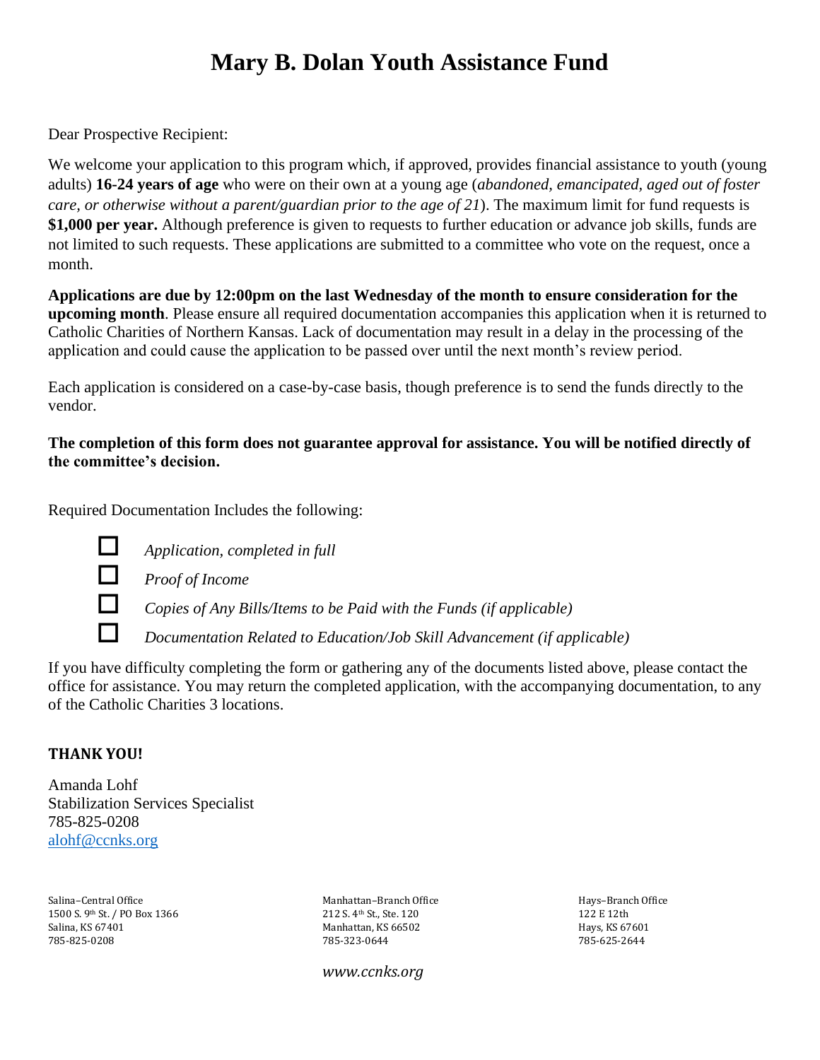# Mary B. Dolan Youth Assistance Fund

Dear Prospective Recipient:

We welcome your application to this program which, if approved, provides financial assistance to youth (young adults) **16-24 years of age** who were on their own at a young age (*abandoned, emancipated, aged out of foster care, or otherwise without a parent/guardian prior to the age of 21*). The maximum limit for fund requests is **$1,000 per year.** Although preference is given to requests to further education or advance job skills, funds are not limited to such requests. These applications are submitted to a committee who vote on the request, once a month.

**Applications are due by 12:00pm on the last Wednesday of the month to ensure consideration for the upcoming month**. Please ensure all required documentation accompanies this application when it is returned to Catholic Charities of Northern Kansas. Lack of documentation may result in a delay in the processing of the application and could cause the application to be passed over until the next month's review period.

Each application is considered on a case-by-case basis, though preference is to send the funds directly to the vendor.

**The completion of this form does not guarantee approval for assistance. You will be notified directly of the committee's decision.**

Required Documentation Includes the following:

- ☐ *Application, completed in full*
- ☐ *Proof of Income*
- ☐ *Copies of Any Bills/Items to be Paid with the Funds (if applicable)*
- ☐ *Documentation Related to Education/Job Skill Advancement (if applicable)*

If you have difficulty completing the form or gathering any of the documents listed above, please contact the office for assistance. You may return the completed application, with the accompanying documentation, to any of the Catholic Charities 3 locations.

**THANK YOU!**

Amanda Lohf
Stabilization Services Specialist
785-825-0208
alohf@ccnks.org

Salina–Central Office
1500 S. 9th St. / PO Box 1366
Salina, KS 67401
785-825-0208

Manhattan–Branch Office
212 S. 4th St., Ste. 120
Manhattan, KS 66502
785-323-0644

Hays–Branch Office
122 E 12th
Hays, KS 67601
785-625-2644

*www.ccnks.org*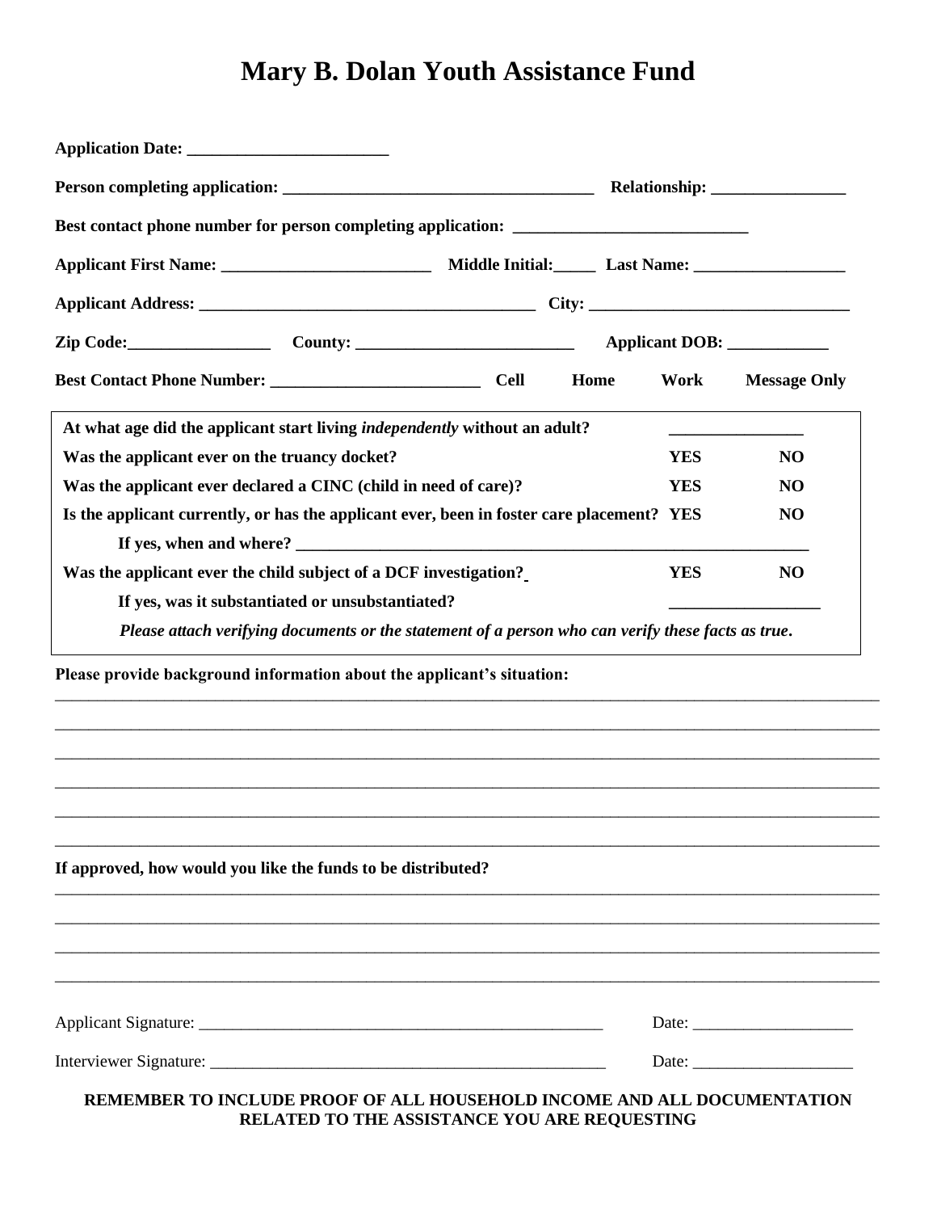# Mary B. Dolan Youth Assistance Fund

**Application Date:** ________________________

**Person completing application:** ____________________________________ **Relationship:** ________________

**Best contact phone number for person completing application:** ___________________________

**Applicant First Name:** ________________________ **Middle Initial:**_____ **Last Name:** _________________

**Applicant Address:** ________________________________________ **City:** ______________________________

**Zip Code:**________________ **County:** _________________________ **Applicant DOB:** ___________

**Best Contact Phone Number:** ________________________ **Cell Home Work Message Only**

| | | |
|---|---|---|
| **At what age did the applicant start living *independently* without an adult?** | _______________ | |
| **Was the applicant ever on the truancy docket?** | **YES** | **NO** |
| **Was the applicant ever declared a CINC (child in need of care)?** | **YES** | **NO** |
| **Is the applicant currently, or has the applicant ever, been in foster care placement?** | **YES** | **NO** |
| **If yes, when and where?** _____________________________________________________________ | | |
| **Was the applicant ever the child subject of a DCF investigation?** | **YES** | **NO** |
| **If yes, was it substantiated or unsubstantiated?** | _________________ | |
| ***Please attach verifying documents or the statement of a person who can verify these facts as true.*** | | |

**Please provide background information about the applicant's situation:**

____________________________________________________________________________________________________

____________________________________________________________________________________________________

____________________________________________________________________________________________________

____________________________________________________________________________________________________

____________________________________________________________________________________________________

____________________________________________________________________________________________________

**If approved, how would you like the funds to be distributed?**

____________________________________________________________________________________________________

____________________________________________________________________________________________________

____________________________________________________________________________________________________

____________________________________________________________________________________________________

Applicant Signature: _______________________________________________ Date: __________________

Interviewer Signature: _____________________________________________ Date: __________________

**REMEMBER TO INCLUDE PROOF OF ALL HOUSEHOLD INCOME AND ALL DOCUMENTATION RELATED TO THE ASSISTANCE YOU ARE REQUESTING**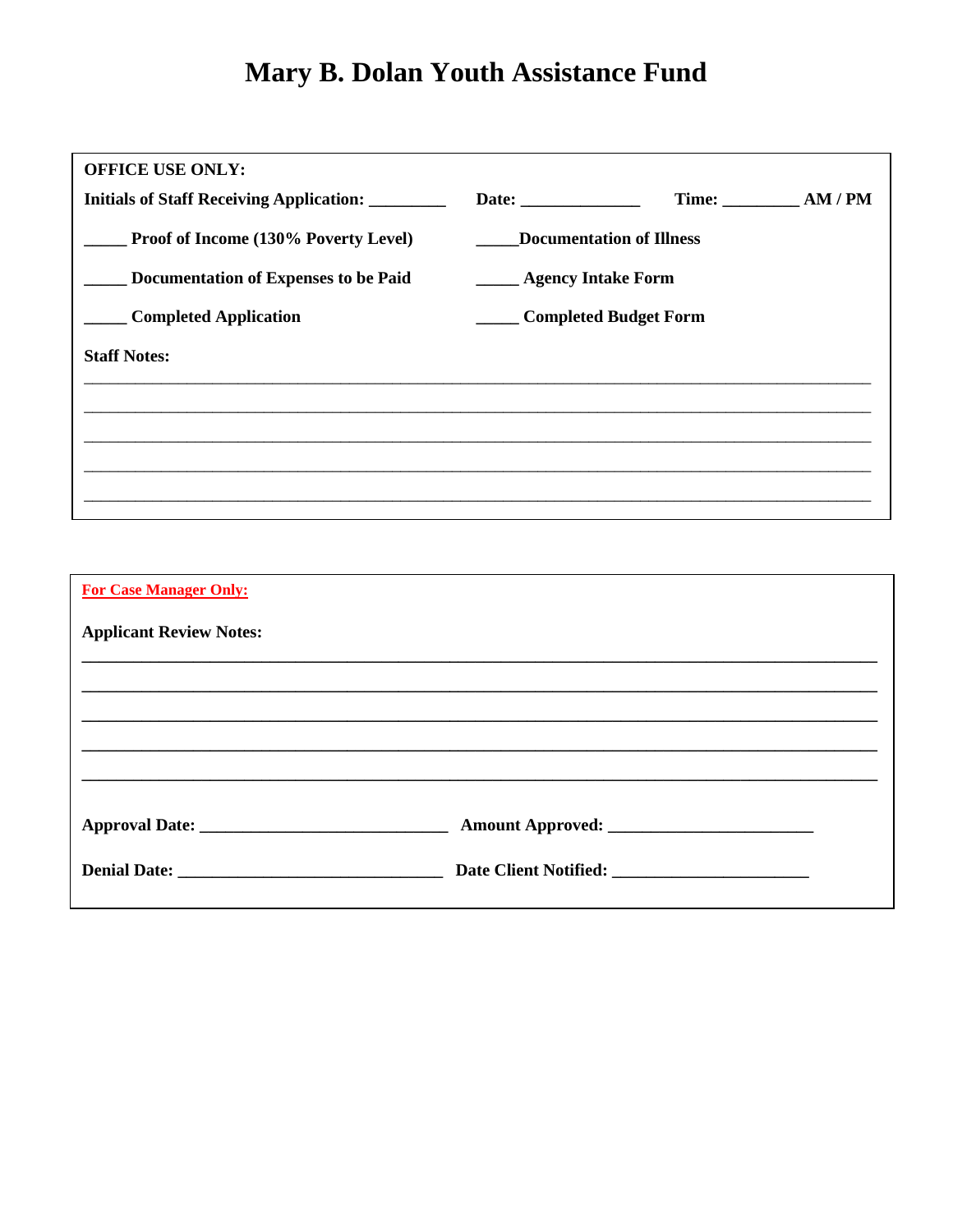# Mary B. Dolan Youth Assistance Fund

**OFFICE USE ONLY:**

**Initials of Staff Receiving Application: _________** **Date: ______________** **Time: _________ AM / PM**

**_____ Proof of Income (130% Poverty Level)** **_____Documentation of Illness**

**_____ Documentation of Expenses to be Paid** **_____ Agency Intake Form**

**_____ Completed Application** **_____ Completed Budget Form**

**Staff Notes:**

_______________________________________________________________________________

_______________________________________________________________________________

_______________________________________________________________________________

_______________________________________________________________________________

_______________________________________________________________________________

**For Case Manager Only:**

**Applicant Review Notes:**

_______________________________________________________________________________

_______________________________________________________________________________

_______________________________________________________________________________

_______________________________________________________________________________

_______________________________________________________________________________

**Approval Date: _____________________________** **Amount Approved: ________________________**

**Denial Date: _______________________________** **Date Client Notified: _______________________**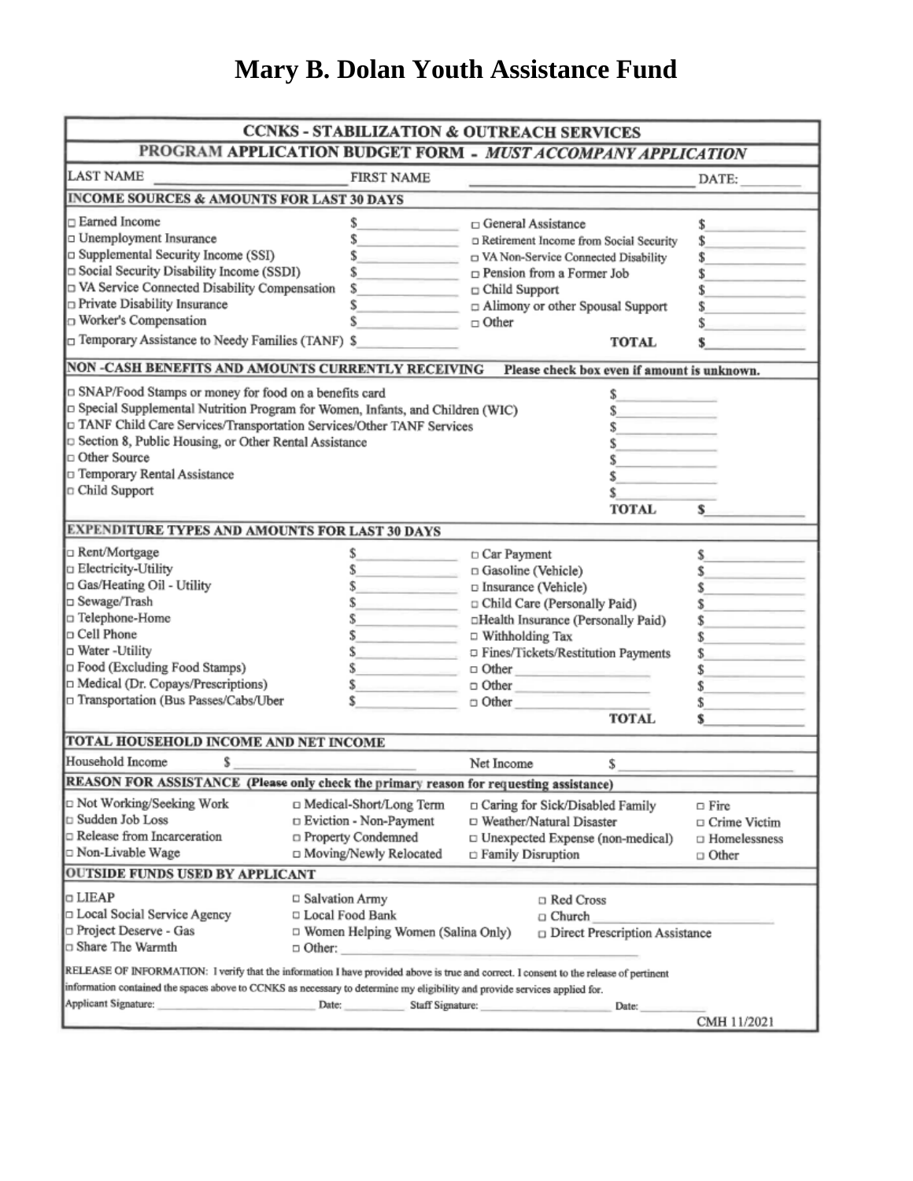# Mary B. Dolan Youth Assistance Fund

## CCNKS - STABILIZATION & OUTREACH SERVICES

### PROGRAM APPLICATION BUDGET FORM - *MUST ACCOMPANY APPLICATION*

LAST NAME ______________ FIRST NAME ______________ DATE: ________

**INCOME SOURCES & AMOUNTS FOR LAST 30 DAYS**

| | | | |
|---|---|---|---|
| □ Earned Income | $ | □ General Assistance | $ |
| □ Unemployment Insurance | $ | □ Retirement Income from Social Security | $ |
| □ Supplemental Security Income (SSI) | $ | □ VA Non-Service Connected Disability | $ |
| □ Social Security Disability Income (SSDI) | $ | □ Pension from a Former Job | $ |
| □ VA Service Connected Disability Compensation | $ | □ Child Support | $ |
| □ Private Disability Insurance | $ | □ Alimony or other Spousal Support | $ |
| □ Worker's Compensation | $ | □ Other | $ |
| □ Temporary Assistance to Needy Families (TANF) | $ | **TOTAL** | $ |

**NON -CASH BENEFITS AND AMOUNTS CURRENTLY RECEIVING** **Please check box even if amount is unknown.**

| | |
|---|---|
| □ SNAP/Food Stamps or money for food on a benefits card | $ |
| □ Special Supplemental Nutrition Program for Women, Infants, and Children (WIC) | $ |
| □ TANF Child Care Services/Transportation Services/Other TANF Services | $ |
| □ Section 8, Public Housing, or Other Rental Assistance | $ |
| □ Other Source | $ |
| □ Temporary Rental Assistance | $ |
| □ Child Support | $ |
| **TOTAL** | $ |

**EXPENDITURE TYPES AND AMOUNTS FOR LAST 30 DAYS**

| | | | |
|---|---|---|---|
| □ Rent/Mortgage | $ | □ Car Payment | $ |
| □ Electricity-Utility | $ | □ Gasoline (Vehicle) | $ |
| □ Gas/Heating Oil - Utility | $ | □ Insurance (Vehicle) | $ |
| □ Sewage/Trash | $ | □ Child Care (Personally Paid) | $ |
| □ Telephone-Home | $ | □ Health Insurance (Personally Paid) | $ |
| □ Cell Phone | $ | □ Withholding Tax | $ |
| □ Water -Utility | $ | □ Fines/Tickets/Restitution Payments | $ |
| □ Food (Excluding Food Stamps) | $ | □ Other ________ | $ |
| □ Medical (Dr. Copays/Prescriptions) | $ | □ Other ________ | $ |
| □ Transportation (Bus Passes/Cabs/Uber | $ | □ Other ________ | $ |
| | | **TOTAL** | $ |

**TOTAL HOUSEHOLD INCOME AND NET INCOME**

Household Income $ ______________ Net Income $ ______________

**REASON FOR ASSISTANCE (Please only check the primary reason for requesting assistance)**

| | | | |
|---|---|---|---|
| □ Not Working/Seeking Work | □ Medical-Short/Long Term | □ Caring for Sick/Disabled Family | □ Fire |
| □ Sudden Job Loss | □ Eviction - Non-Payment | □ Weather/Natural Disaster | □ Crime Victim |
| □ Release from Incarceration | □ Property Condemned | □ Unexpected Expense (non-medical) | □ Homelessness |
| □ Non-Livable Wage | □ Moving/Newly Relocated | □ Family Disruption | □ Other |

**OUTSIDE FUNDS USED BY APPLICANT**

| | | |
|---|---|---|
| □ LIEAP | □ Salvation Army | □ Red Cross |
| □ Local Social Service Agency | □ Local Food Bank | □ Church ________ |
| □ Project Deserve - Gas | □ Women Helping Women (Salina Only) | □ Direct Prescription Assistance |
| □ Share The Warmth | □ Other: ________ | |

RELEASE OF INFORMATION: I verify that the information I have provided above is true and correct. I consent to the release of pertinent information contained the spaces above to CCNKS as necessary to determine my eligibility and provide services applied for.

Applicant Signature: ______________ Date: ________ Staff Signature: ______________ Date: ________

CMH 11/2021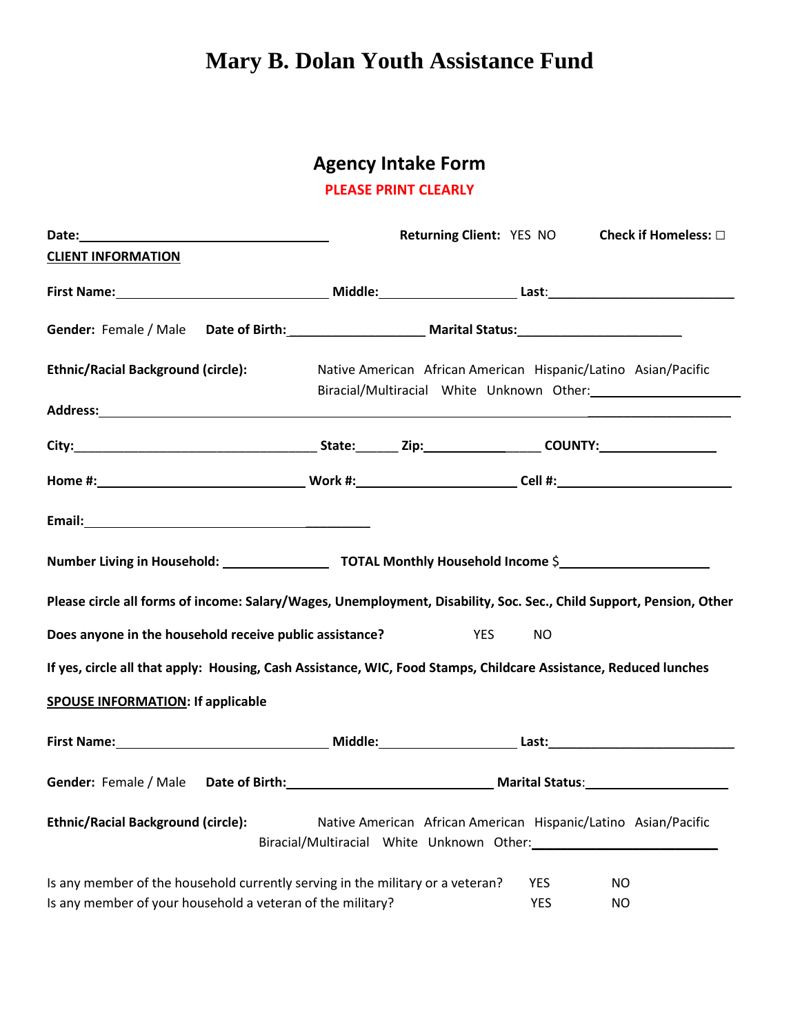# Mary B. Dolan Youth Assistance Fund

## Agency Intake Form

**PLEASE PRINT CLEARLY**

**Date:**\_\_\_\_\_\_\_\_\_\_\_\_\_\_\_\_\_\_\_\_\_\_\_\_\_\_\_\_\_\_\_\_\_\_\_\_ **Returning Client:** YES NO **Check if Homeless:** □

**CLIENT INFORMATION**

**First Name:**\_\_\_\_\_\_\_\_\_\_\_\_\_\_\_\_\_\_\_\_\_\_\_\_\_\_\_\_\_\_ **Middle:**\_\_\_\_\_\_\_\_\_\_\_\_\_\_\_\_\_\_\_ **Last**:\_\_\_\_\_\_\_\_\_\_\_\_\_\_\_\_\_\_\_\_\_\_\_\_\_\_

**Gender:** Female / Male **Date of Birth:**\_\_\_\_\_\_\_\_\_\_\_\_\_\_\_\_\_\_\_ **Marital Status:**\_\_\_\_\_\_\_\_\_\_\_\_\_\_\_\_\_\_\_\_\_\_\_

**Ethnic/Racial Background (circle):** Native American African American Hispanic/Latino Asian/Pacific Biracial/Multiracial White Unknown Other:\_\_\_\_\_\_\_\_\_\_\_\_\_\_\_\_\_\_\_\_

**Address:**\_\_\_\_\_\_\_\_\_\_\_\_\_\_\_\_\_\_\_\_\_\_\_\_\_\_\_\_\_\_\_\_\_\_\_\_\_\_\_\_\_\_\_\_\_\_\_\_\_\_\_\_\_\_\_\_\_\_\_\_\_\_\_\_\_\_\_\_\_\_\_\_\_\_\_\_\_\_\_\_\_\_\_\_\_\_\_\_\_\_\_

**City:**\_\_\_\_\_\_\_\_\_\_\_\_\_\_\_\_\_\_\_\_\_\_\_\_\_\_\_\_\_\_\_\_\_\_ **State:**\_\_\_\_\_\_ **Zip:**\_\_\_\_\_\_\_\_\_\_\_\_\_\_\_\_ **COUNTY:**\_\_\_\_\_\_\_\_\_\_\_\_\_\_\_\_

**Home #:**\_\_\_\_\_\_\_\_\_\_\_\_\_\_\_\_\_\_\_\_\_\_\_\_\_\_\_\_\_ **Work #:**\_\_\_\_\_\_\_\_\_\_\_\_\_\_\_\_\_\_\_\_\_\_\_\_ **Cell #:**\_\_\_\_\_\_\_\_\_\_\_\_\_\_\_\_\_\_\_\_\_\_\_\_\_

**Email:**\_\_\_\_\_\_\_\_\_\_\_\_\_\_\_\_\_\_\_\_\_\_\_\_\_\_\_\_\_\_\_\_\_\_\_\_\_\_\_\_\_

**Number Living in Household:** \_\_\_\_\_\_\_\_\_\_\_\_\_\_\_ **TOTAL Monthly Household Income** $\_\_\_\_\_\_\_\_\_\_\_\_\_\_\_\_\_\_\_\_\_

**Please circle all forms of income: Salary/Wages, Unemployment, Disability, Soc. Sec., Child Support, Pension, Other**

**Does anyone in the household receive public assistance?** YES NO

**If yes, circle all that apply: Housing, Cash Assistance, WIC, Food Stamps, Childcare Assistance, Reduced lunches**

**SPOUSE INFORMATION: If applicable**

**First Name:**\_\_\_\_\_\_\_\_\_\_\_\_\_\_\_\_\_\_\_\_\_\_\_\_\_\_\_\_\_\_ **Middle:**\_\_\_\_\_\_\_\_\_\_\_\_\_\_\_\_\_\_\_ **Last:**\_\_\_\_\_\_\_\_\_\_\_\_\_\_\_\_\_\_\_\_\_\_\_\_\_\_

**Gender:** Female / Male **Date of Birth:**\_\_\_\_\_\_\_\_\_\_\_\_\_\_\_\_\_\_\_\_\_\_\_\_\_\_\_\_\_\_ **Marital Status**:\_\_\_\_\_\_\_\_\_\_\_\_\_\_\_\_\_\_\_\_

**Ethnic/Racial Background (circle):** Native American African American Hispanic/Latino Asian/Pacific Biracial/Multiracial White Unknown Other:\_\_\_\_\_\_\_\_\_\_\_\_\_\_\_\_\_\_\_\_\_\_\_\_\_

Is any member of the household currently serving in the military or a veteran? YES NO

Is any member of your household a veteran of the military? YES NO